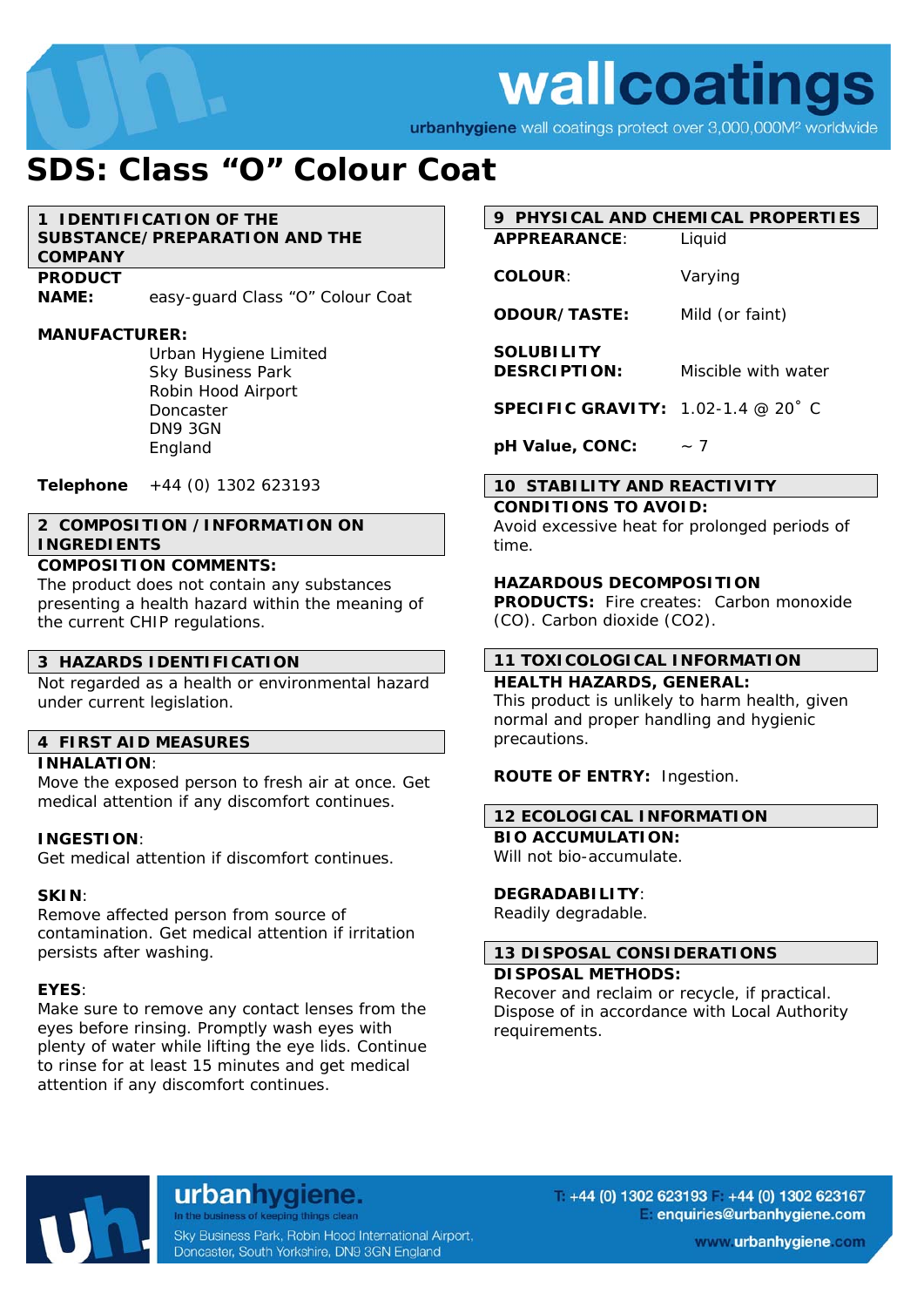# SDS: Class "O" Colour Coat

## 1 IDENTIFICATION OF THE SUBSTANCE/PREPARATION AND THE COMPANY

**PRODUCT NAME:** easy-guard Class "O" Colour Coat

**MANUFACTURER:**
Urban Hygiene Limited
Sky Business Park
Robin Hood Airport
Doncaster
DN9 3GN
England

**Telephone** +44 (0) 1302 623193

## 2 COMPOSITION / INFORMATION ON INGREDIENTS

**COMPOSITION COMMENTS:**
The product does not contain any substances presenting a health hazard within the meaning of the current CHIP regulations.

## 3 HAZARDS IDENTIFICATION

Not regarded as a health or environmental hazard under current legislation.

## 4 FIRST AID MEASURES

**INHALATION**:
Move the exposed person to fresh air at once. Get medical attention if any discomfort continues.

**INGESTION**:
Get medical attention if discomfort continues.

**SKIN**:
Remove affected person from source of contamination. Get medical attention if irritation persists after washing.

**EYES**:
Make sure to remove any contact lenses from the eyes before rinsing. Promptly wash eyes with plenty of water while lifting the eye lids. Continue to rinse for at least 15 minutes and get medical attention if any discomfort continues.

## 9 PHYSICAL AND CHEMICAL PROPERTIES

**APPEARANCE**: Liquid

**COLOUR**: Varying

**ODOUR/TASTE:** Mild (or faint)

**SOLUBILITY DESRCIPTION:** Miscible with water

**SPECIFIC GRAVITY:** 1.02-1.4 @ 20˚ C

**pH Value, CONC:** ~ 7

## 10 STABILITY AND REACTIVITY

**CONDITIONS TO AVOID:**
Avoid excessive heat for prolonged periods of time.

**HAZARDOUS DECOMPOSITION PRODUCTS:** Fire creates: Carbon monoxide (CO). Carbon dioxide ($CO_2$).

## 11 TOXICOLOGICAL INFORMATION

**HEALTH HAZARDS, GENERAL:**
This product is unlikely to harm health, given normal and proper handling and hygienic precautions.

**ROUTE OF ENTRY:** Ingestion.

## 12 ECOLOGICAL INFORMATION

**BIO ACCUMULATION:**
Will not bio-accumulate.

**DEGRADABILITY**:
Readily degradable.

## 13 DISPOSAL CONSIDERATIONS

**DISPOSAL METHODS:**
Recover and reclaim or recycle, if practical. Dispose of in accordance with Local Authority requirements.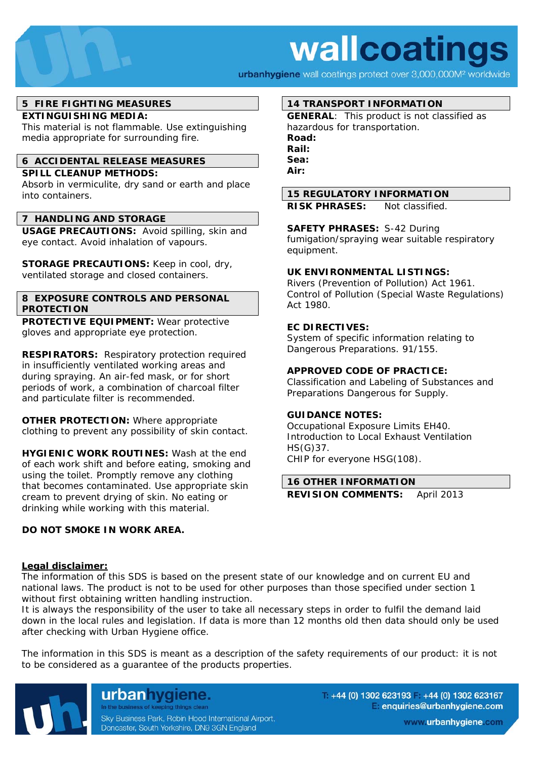## 5 FIRE FIGHTING MEASURES

**EXTINGUISHING MEDIA:**
This material is not flammable. Use extinguishing media appropriate for surrounding fire.

## 6 ACCIDENTAL RELEASE MEASURES

**SPILL CLEANUP METHODS:**
Absorb in vermiculite, dry sand or earth and place into containers.

## 7 HANDLING AND STORAGE

**USAGE PRECAUTIONS:** Avoid spilling, skin and eye contact. Avoid inhalation of vapours.

**STORAGE PRECAUTIONS:** Keep in cool, dry, ventilated storage and closed containers.

## 8 EXPOSURE CONTROLS AND PERSONAL PROTECTION

**PROTECTIVE EQUIPMENT:** Wear protective gloves and appropriate eye protection.

**RESPIRATORS:** Respiratory protection required in insufficiently ventilated working areas and during spraying. An air-fed mask, or for short periods of work, a combination of charcoal filter and particulate filter is recommended.

**OTHER PROTECTION:** Where appropriate clothing to prevent any possibility of skin contact.

**HYGIENIC WORK ROUTINES:** Wash at the end of each work shift and before eating, smoking and using the toilet. Promptly remove any clothing that becomes contaminated. Use appropriate skin cream to prevent drying of skin. No eating or drinking while working with this material.

**DO NOT SMOKE IN WORK AREA.**

## 14 TRANSPORT INFORMATION

**GENERAL**: This product is not classified as hazardous for transportation.
**Road:**
**Rail:**
**Sea:**
**Air:**

## 15 REGULATORY INFORMATION

**RISK PHRASES:** Not classified.

**SAFETY PHRASES:** S-42 During fumigation/spraying wear suitable respiratory equipment.

**UK ENVIRONMENTAL LISTINGS:**
Rivers (Prevention of Pollution) Act 1961.
Control of Pollution (Special Waste Regulations) Act 1980.

**EC DIRECTIVES:**
System of specific information relating to Dangerous Preparations. 91/155.

**APPROVED CODE OF PRACTICE:**
Classification and Labeling of Substances and Preparations Dangerous for Supply.

**GUIDANCE NOTES:**
Occupational Exposure Limits EH40.
Introduction to Local Exhaust Ventilation HS(G)37.
CHIP for everyone HSG(108).

## 16 OTHER INFORMATION

**REVISION COMMENTS:** April 2013

**Legal disclaimer:**
The information of this SDS is based on the present state of our knowledge and on current EU and national laws. The product is not to be used for other purposes than those specified under section 1 without first obtaining written handling instruction.
It is always the responsibility of the user to take all necessary steps in order to fulfil the demand laid down in the local rules and legislation. If data is more than 12 months old then data should only be used after checking with Urban Hygiene office.

The information in this SDS is meant as a description of the safety requirements of our product: it is not to be considered as a guarantee of the products properties.